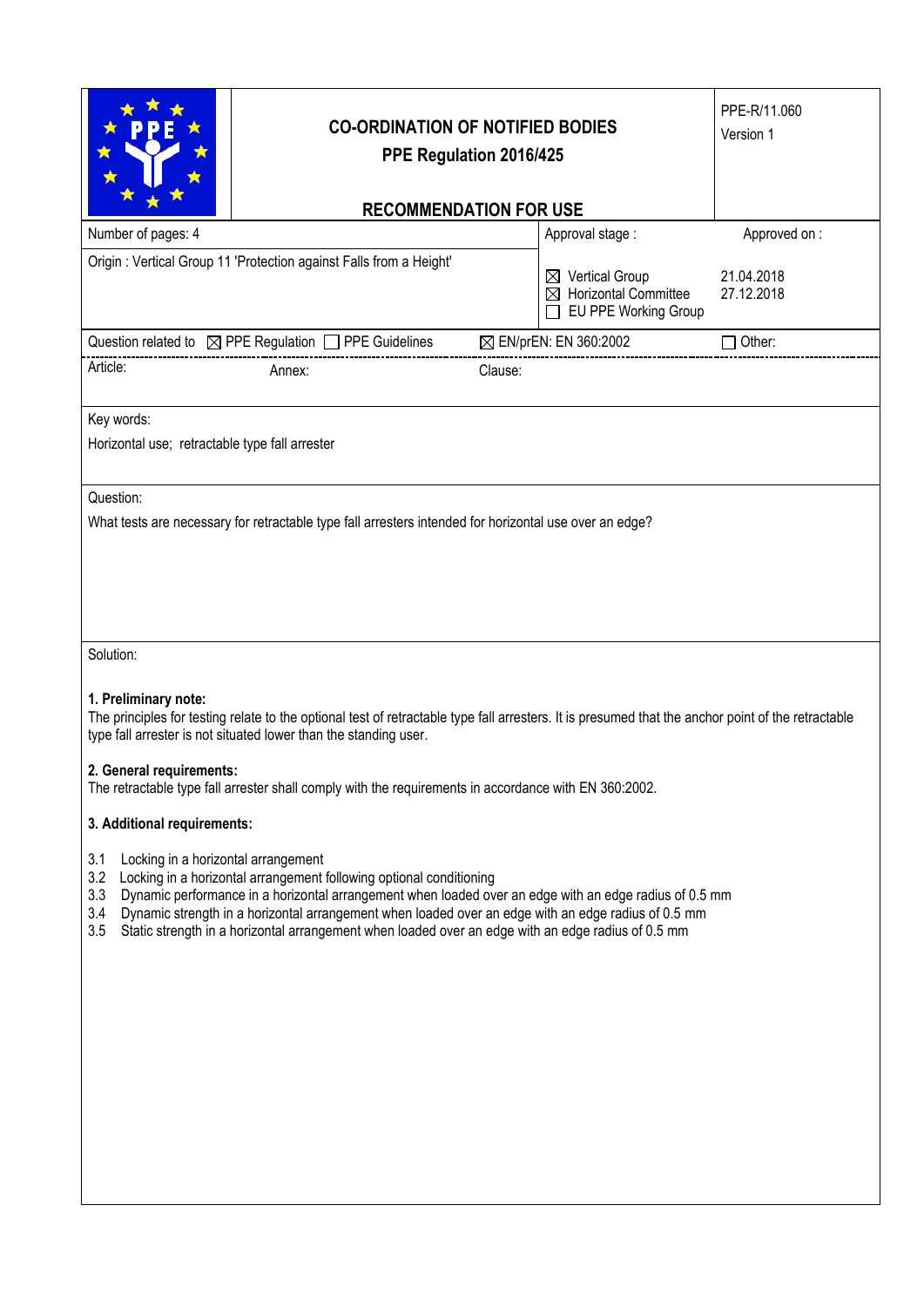| | CO-ORDINATION OF NOTIFIED BODIES<br>PPE Regulation 2016/425<br><br>**RECOMMENDATION FOR USE** | PPE-R/11.060<br>Version 1 |
|---|---|---|

| | | |
|---|---|---|
| Number of pages: 4 | Approval stage : | Approved on : |
| Origin : Vertical Group 11 'Protection against Falls from a Height' | ☒ Vertical Group<br>☒ Horizontal Committee<br>☐ EU PPE Working Group | 21.04.2018<br>27.12.2018 |

Question related to ☒ PPE Regulation ☐ PPE Guidelines ☒ EN/prEN: EN 360:2002 ☐ Other:

Article: Annex: Clause:

Key words:

Horizontal use; retractable type fall arrester

Question:

What tests are necessary for retractable type fall arresters intended for horizontal use over an edge?

Solution:

**1. Preliminary note:**

The principles for testing relate to the optional test of retractable type fall arresters. It is presumed that the anchor point of the retractable type fall arrester is not situated lower than the standing user.

**2. General requirements:**

The retractable type fall arrester shall comply with the requirements in accordance with EN 360:2002.

**3. Additional requirements:**

3.1 Locking in a horizontal arrangement
3.2 Locking in a horizontal arrangement following optional conditioning
3.3 Dynamic performance in a horizontal arrangement when loaded over an edge with an edge radius of 0.5 mm
3.4 Dynamic strength in a horizontal arrangement when loaded over an edge with an edge radius of 0.5 mm
3.5 Static strength in a horizontal arrangement when loaded over an edge with an edge radius of 0.5 mm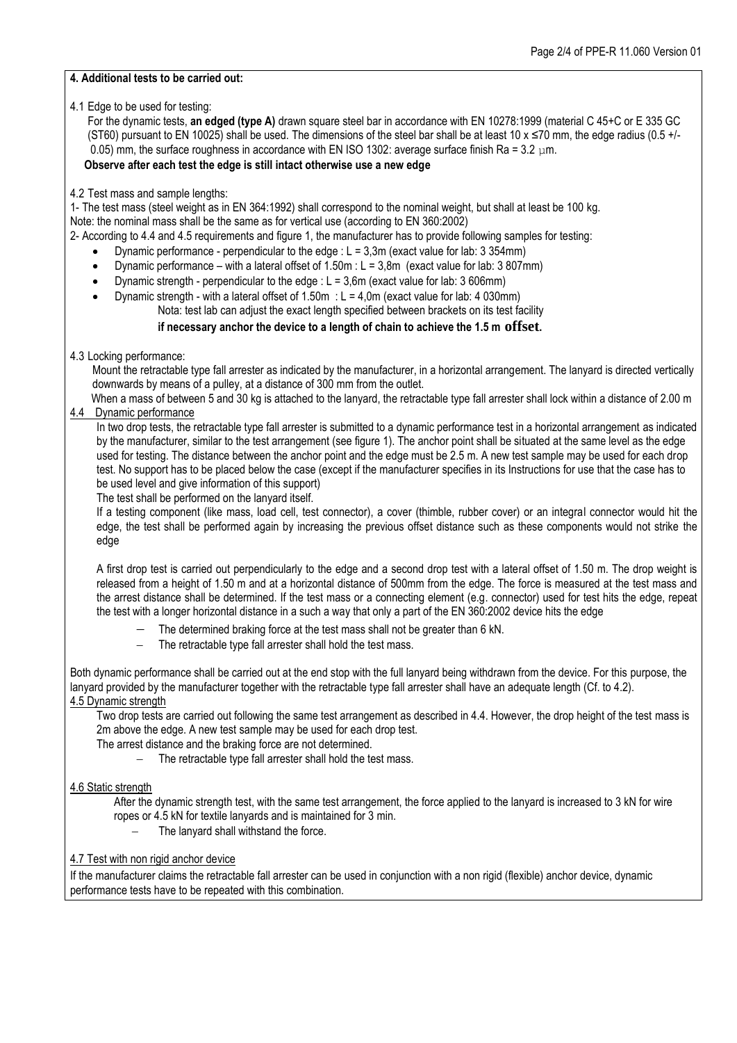**4. Additional tests to be carried out:**

4.1 Edge to be used for testing:

For the dynamic tests, **an edged (type A)** drawn square steel bar in accordance with EN 10278:1999 (material C 45+C or E 335 GC (ST60) pursuant to EN 10025) shall be used. The dimensions of the steel bar shall be at least 10 x ≤70 mm, the edge radius (0.5 +/- 0.05) mm, the surface roughness in accordance with EN ISO 1302: average surface finish Ra = 3.2 µm.

**Observe after each test the edge is still intact otherwise use a new edge**

4.2 Test mass and sample lengths:

1- The test mass (steel weight as in EN 364:1992) shall correspond to the nominal weight, but shall at least be 100 kg.

Note: the nominal mass shall be the same as for vertical use (according to EN 360:2002)

2- According to 4.4 and 4.5 requirements and figure 1, the manufacturer has to provide following samples for testing:

- Dynamic performance - perpendicular to the edge : L = 3,3m (exact value for lab: 3 354mm)
- Dynamic performance – with a lateral offset of 1.50m : L = 3,8m (exact value for lab: 3 807mm)
- Dynamic strength - perpendicular to the edge : L = 3,6m (exact value for lab: 3 606mm)
- Dynamic strength - with a lateral offset of 1.50m : L = 4,0m (exact value for lab: 4 030mm)

Nota: test lab can adjust the exact length specified between brackets on its test facility

**if necessary anchor the device to a length of chain to achieve the 1.5 m offset.**

4.3 Locking performance:

Mount the retractable type fall arrester as indicated by the manufacturer, in a horizontal arrangement. The lanyard is directed vertically downwards by means of a pulley, at a distance of 300 mm from the outlet.

When a mass of between 5 and 30 kg is attached to the lanyard, the retractable type fall arrester shall lock within a distance of 2.00 m

4.4 Dynamic performance

In two drop tests, the retractable type fall arrester is submitted to a dynamic performance test in a horizontal arrangement as indicated by the manufacturer, similar to the test arrangement (see figure 1). The anchor point shall be situated at the same level as the edge used for testing. The distance between the anchor point and the edge must be 2.5 m. A new test sample may be used for each drop test. No support has to be placed below the case (except if the manufacturer specifies in its Instructions for use that the case has to be used level and give information of this support)

The test shall be performed on the lanyard itself.

If a testing component (like mass, load cell, test connector), a cover (thimble, rubber cover) or an integral connector would hit the edge, the test shall be performed again by increasing the previous offset distance such as these components would not strike the edge

A first drop test is carried out perpendicularly to the edge and a second drop test with a lateral offset of 1.50 m. The drop weight is released from a height of 1.50 m and at a horizontal distance of 500mm from the edge. The force is measured at the test mass and the arrest distance shall be determined. If the test mass or a connecting element (e.g. connector) used for test hits the edge, repeat the test with a longer horizontal distance in a such a way that only a part of the EN 360:2002 device hits the edge

- The determined braking force at the test mass shall not be greater than 6 kN.
- The retractable type fall arrester shall hold the test mass.

Both dynamic performance shall be carried out at the end stop with the full lanyard being withdrawn from the device. For this purpose, the lanyard provided by the manufacturer together with the retractable type fall arrester shall have an adequate length (Cf. to 4.2).

4.5 Dynamic strength

Two drop tests are carried out following the same test arrangement as described in 4.4. However, the drop height of the test mass is 2m above the edge. A new test sample may be used for each drop test.

The arrest distance and the braking force are not determined.

- The retractable type fall arrester shall hold the test mass.

4.6 Static strength

After the dynamic strength test, with the same test arrangement, the force applied to the lanyard is increased to 3 kN for wire ropes or 4.5 kN for textile lanyards and is maintained for 3 min.

- The lanyard shall withstand the force.

4.7 Test with non rigid anchor device

If the manufacturer claims the retractable fall arrester can be used in conjunction with a non rigid (flexible) anchor device, dynamic performance tests have to be repeated with this combination.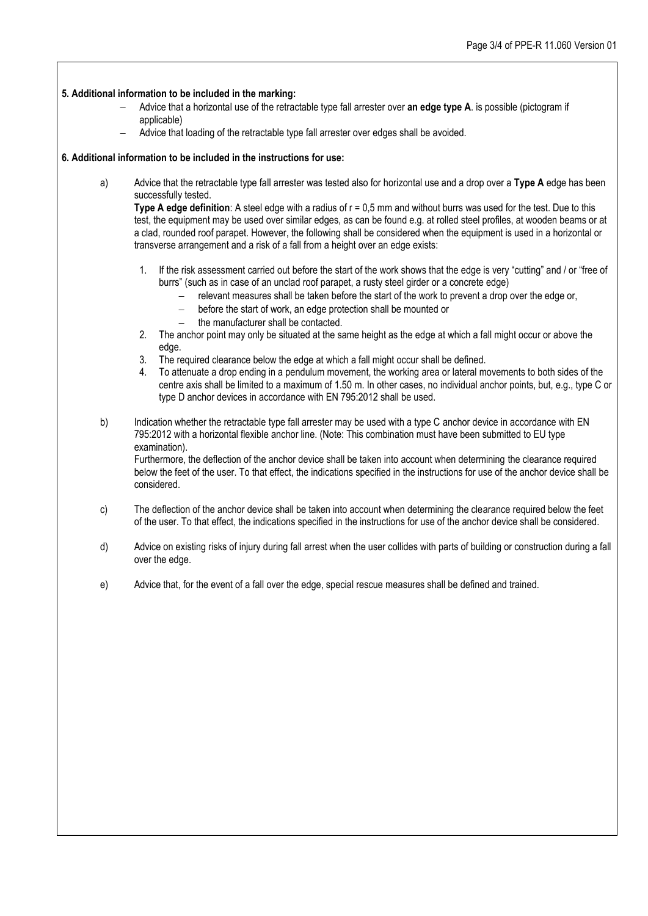**5. Additional information to be included in the marking:**

- Advice that a horizontal use of the retractable type fall arrester over **an edge type A**. is possible (pictogram if applicable)
- Advice that loading of the retractable type fall arrester over edges shall be avoided.

**6. Additional information to be included in the instructions for use:**

a) Advice that the retractable type fall arrester was tested also for horizontal use and a drop over a **Type A** edge has been successfully tested.

**Type A edge definition**: A steel edge with a radius of r = 0,5 mm and without burrs was used for the test. Due to this test, the equipment may be used over similar edges, as can be found e.g. at rolled steel profiles, at wooden beams or at a clad, rounded roof parapet. However, the following shall be considered when the equipment is used in a horizontal or transverse arrangement and a risk of a fall from a height over an edge exists:

1. If the risk assessment carried out before the start of the work shows that the edge is very "cutting" and / or "free of burrs" (such as in case of an unclad roof parapet, a rusty steel girder or a concrete edge)
   - relevant measures shall be taken before the start of the work to prevent a drop over the edge or,
   - before the start of work, an edge protection shall be mounted or
   - the manufacturer shall be contacted.
2. The anchor point may only be situated at the same height as the edge at which a fall might occur or above the edge.
3. The required clearance below the edge at which a fall might occur shall be defined.
4. To attenuate a drop ending in a pendulum movement, the working area or lateral movements to both sides of the centre axis shall be limited to a maximum of 1.50 m. In other cases, no individual anchor points, but, e.g., type C or type D anchor devices in accordance with EN 795:2012 shall be used.

b) Indication whether the retractable type fall arrester may be used with a type C anchor device in accordance with EN 795:2012 with a horizontal flexible anchor line. (Note: This combination must have been submitted to EU type examination).

Furthermore, the deflection of the anchor device shall be taken into account when determining the clearance required below the feet of the user. To that effect, the indications specified in the instructions for use of the anchor device shall be considered.

c) The deflection of the anchor device shall be taken into account when determining the clearance required below the feet of the user. To that effect, the indications specified in the instructions for use of the anchor device shall be considered.

d) Advice on existing risks of injury during fall arrest when the user collides with parts of building or construction during a fall over the edge.

e) Advice that, for the event of a fall over the edge, special rescue measures shall be defined and trained.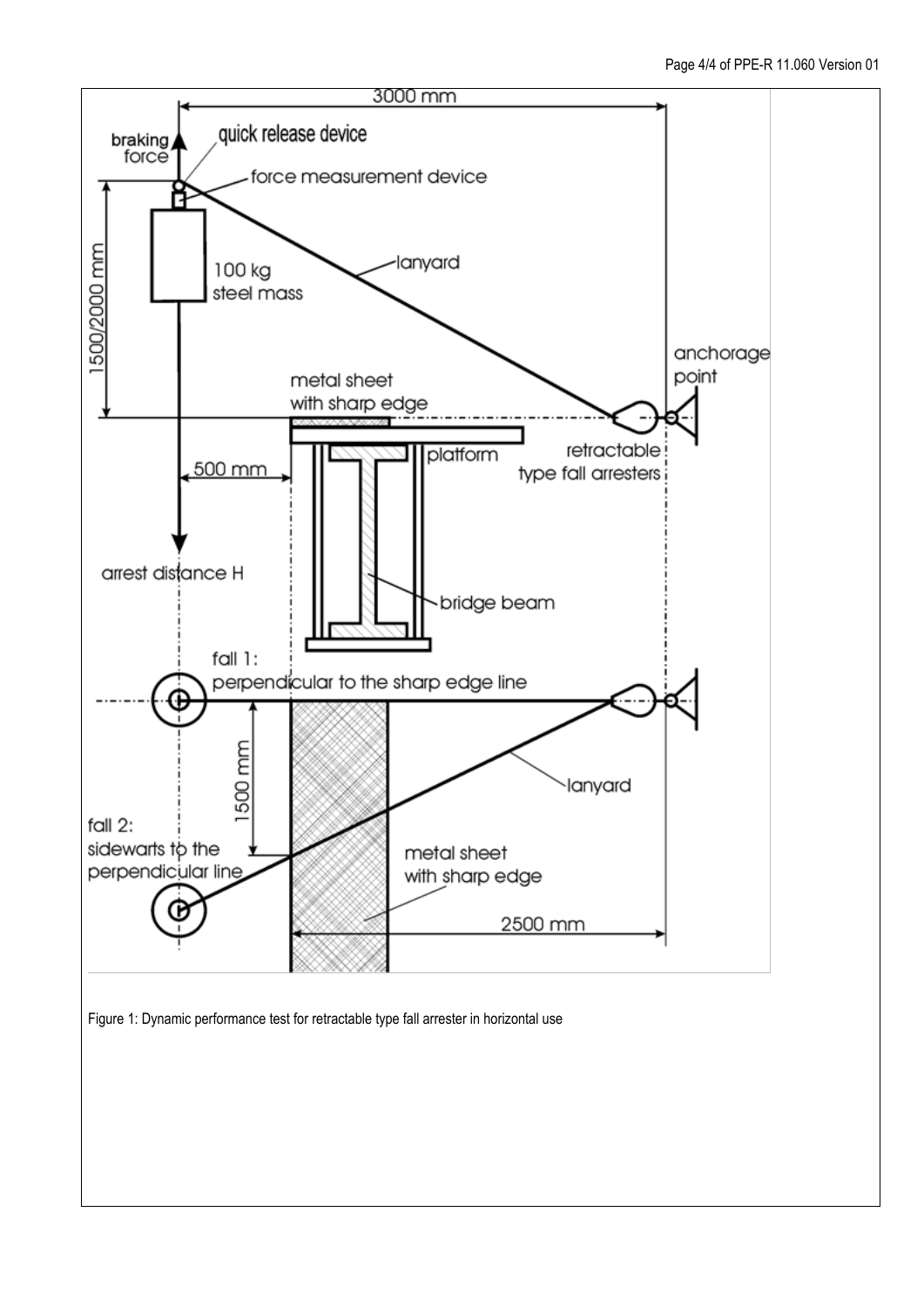3000 mm

braking force

quick release device

force measurement device

1500/2000 mm

100 kg steel mass

lanyard

anchorage point

metal sheet with sharp edge

platform

retractable type fall arresters

500 mm

bridge beam

arrest distance H

fall 1: perpendicular to the sharp edge line

1500 mm

lanyard

fall 2: sidewarts to the perpendicular line

metal sheet with sharp edge

2500 mm

Figure 1: Dynamic performance test for retractable type fall arrester in horizontal use